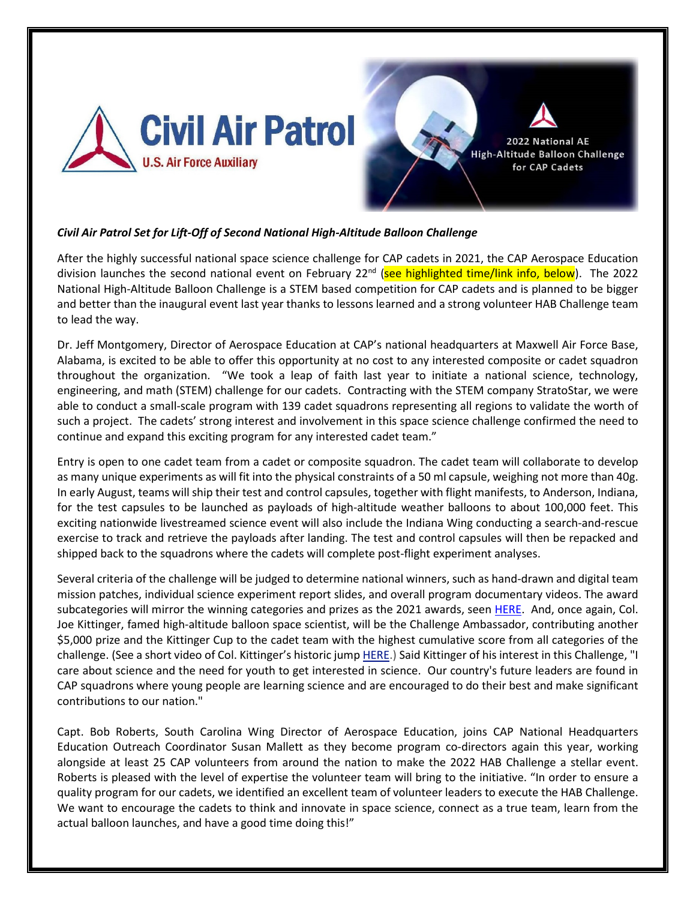Civil Air Patrol

U.S. Air Force Auxiliary

2022 National AE High-Altitude Balloon Challenge for CAP Cadets

***Civil Air Patrol Set for Lift-Off of Second National High-Altitude Balloon Challenge***

After the highly successful national space science challenge for CAP cadets in 2021, the CAP Aerospace Education division launches the second national event on February 22nd (see highlighted time/link info, below). The 2022 National High-Altitude Balloon Challenge is a STEM based competition for CAP cadets and is planned to be bigger and better than the inaugural event last year thanks to lessons learned and a strong volunteer HAB Challenge team to lead the way.

Dr. Jeff Montgomery, Director of Aerospace Education at CAP's national headquarters at Maxwell Air Force Base, Alabama, is excited to be able to offer this opportunity at no cost to any interested composite or cadet squadron throughout the organization. "We took a leap of faith last year to initiate a national science, technology, engineering, and math (STEM) challenge for our cadets. Contracting with the STEM company StratoStar, we were able to conduct a small-scale program with 139 cadet squadrons representing all regions to validate the worth of such a project. The cadets' strong interest and involvement in this space science challenge confirmed the need to continue and expand this exciting program for any interested cadet team."

Entry is open to one cadet team from a cadet or composite squadron. The cadet team will collaborate to develop as many unique experiments as will fit into the physical constraints of a 50 ml capsule, weighing not more than 40g. In early August, teams will ship their test and control capsules, together with flight manifests, to Anderson, Indiana, for the test capsules to be launched as payloads of high-altitude weather balloons to about 100,000 feet. This exciting nationwide livestreamed science event will also include the Indiana Wing conducting a search-and-rescue exercise to track and retrieve the payloads after landing. The test and control capsules will then be repacked and shipped back to the squadrons where the cadets will complete post-flight experiment analyses.

Several criteria of the challenge will be judged to determine national winners, such as hand-drawn and digital team mission patches, individual science experiment report slides, and overall program documentary videos. The award subcategories will mirror the winning categories and prizes as the 2021 awards, seen HERE. And, once again, Col. Joe Kittinger, famed high-altitude balloon space scientist, will be the Challenge Ambassador, contributing another $5,000 prize and the Kittinger Cup to the cadet team with the highest cumulative score from all categories of the challenge. (See a short video of Col. Kittinger's historic jump HERE.) Said Kittinger of his interest in this Challenge, "I care about science and the need for youth to get interested in science. Our country's future leaders are found in CAP squadrons where young people are learning science and are encouraged to do their best and make significant contributions to our nation."

Capt. Bob Roberts, South Carolina Wing Director of Aerospace Education, joins CAP National Headquarters Education Outreach Coordinator Susan Mallett as they become program co-directors again this year, working alongside at least 25 CAP volunteers from around the nation to make the 2022 HAB Challenge a stellar event. Roberts is pleased with the level of expertise the volunteer team will bring to the initiative. "In order to ensure a quality program for our cadets, we identified an excellent team of volunteer leaders to execute the HAB Challenge. We want to encourage the cadets to think and innovate in space science, connect as a true team, learn from the actual balloon launches, and have a good time doing this!"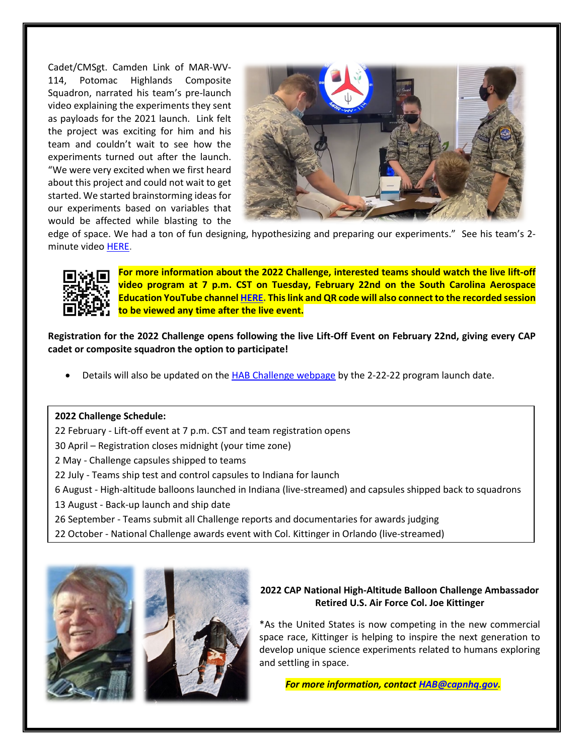Cadet/CMSgt. Camden Link of MAR-WV-114, Potomac Highlands Composite Squadron, narrated his team's pre-launch video explaining the experiments they sent as payloads for the 2021 launch. Link felt the project was exciting for him and his team and couldn't wait to see how the experiments turned out after the launch. "We were very excited when we first heard about this project and could not wait to get started. We started brainstorming ideas for our experiments based on variables that would be affected while blasting to the edge of space. We had a ton of fun designing, hypothesizing and preparing our experiments." See his team's 2-minute video HERE.

**For more information about the 2022 Challenge, interested teams should watch the live lift-off video program at 7 p.m. CST on Tuesday, February 22nd on the South Carolina Aerospace Education YouTube channel HERE. This link and QR code will also connect to the recorded session to be viewed any time after the live event.**

**Registration for the 2022 Challenge opens following the live Lift-Off Event on February 22nd, giving every CAP cadet or composite squadron the option to participate!**

- Details will also be updated on the HAB Challenge webpage by the 2-22-22 program launch date.

**2022 Challenge Schedule:**

22 February - Lift-off event at 7 p.m. CST and team registration opens
30 April – Registration closes midnight (your time zone)
2 May - Challenge capsules shipped to teams
22 July - Teams ship test and control capsules to Indiana for launch
6 August - High-altitude balloons launched in Indiana (live-streamed) and capsules shipped back to squadrons
13 August - Back-up launch and ship date
26 September - Teams submit all Challenge reports and documentaries for awards judging
22 October - National Challenge awards event with Col. Kittinger in Orlando (live-streamed)

**2022 CAP National High-Altitude Balloon Challenge Ambassador**
**Retired U.S. Air Force Col. Joe Kittinger**

*As the United States is now competing in the new commercial space race, Kittinger is helping to inspire the next generation to develop unique science experiments related to humans exploring and settling in space.

***For more information, contact HAB@capnhq.gov.***